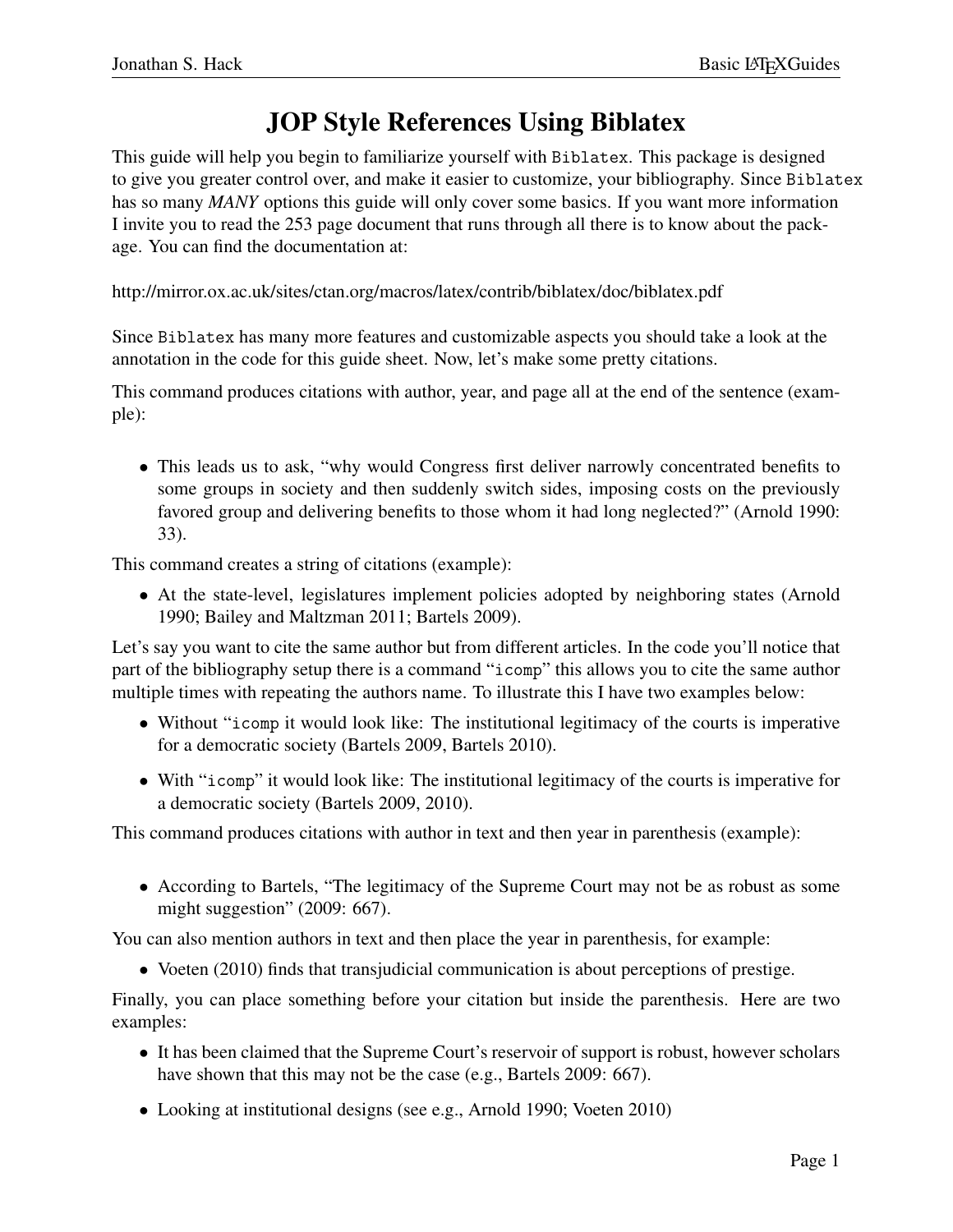# JOP Style References Using Biblatex

This guide will help you begin to familiarize yourself with `Biblatex`. This package is designed to give you greater control over, and make it easier to customize, your bibliography. Since `Biblatex` has so many *MANY* options this guide will only cover some basics. If you want more information I invite you to read the 253 page document that runs through all there is to know about the package. You can find the documentation at:

http://mirror.ox.ac.uk/sites/ctan.org/macros/latex/contrib/biblatex/doc/biblatex.pdf

Since `Biblatex` has many more features and customizable aspects you should take a look at the annotation in the code for this guide sheet. Now, let's make some pretty citations.

This command produces citations with author, year, and page all at the end of the sentence (example):

- This leads us to ask, "why would Congress first deliver narrowly concentrated benefits to some groups in society and then suddenly switch sides, imposing costs on the previously favored group and delivering benefits to those whom it had long neglected?" (Arnold 1990: 33).

This command creates a string of citations (example):

- At the state-level, legislatures implement policies adopted by neighboring states (Arnold 1990; Bailey and Maltzman 2011; Bartels 2009).

Let's say you want to cite the same author but from different articles. In the code you'll notice that part of the bibliography setup there is a command "`icomp`" this allows you to cite the same author multiple times with repeating the authors name. To illustrate this I have two examples below:

- Without "`icomp` it would look like: The institutional legitimacy of the courts is imperative for a democratic society (Bartels 2009, Bartels 2010).
- With "`icomp`" it would look like: The institutional legitimacy of the courts is imperative for a democratic society (Bartels 2009, 2010).

This command produces citations with author in text and then year in parenthesis (example):

- According to Bartels, "The legitimacy of the Supreme Court may not be as robust as some might suggestion" (2009: 667).

You can also mention authors in text and then place the year in parenthesis, for example:

- Voeten (2010) finds that transjudicial communication is about perceptions of prestige.

Finally, you can place something before your citation but inside the parenthesis. Here are two examples:

- It has been claimed that the Supreme Court's reservoir of support is robust, however scholars have shown that this may not be the case (e.g., Bartels 2009: 667).
- Looking at institutional designs (see e.g., Arnold 1990; Voeten 2010)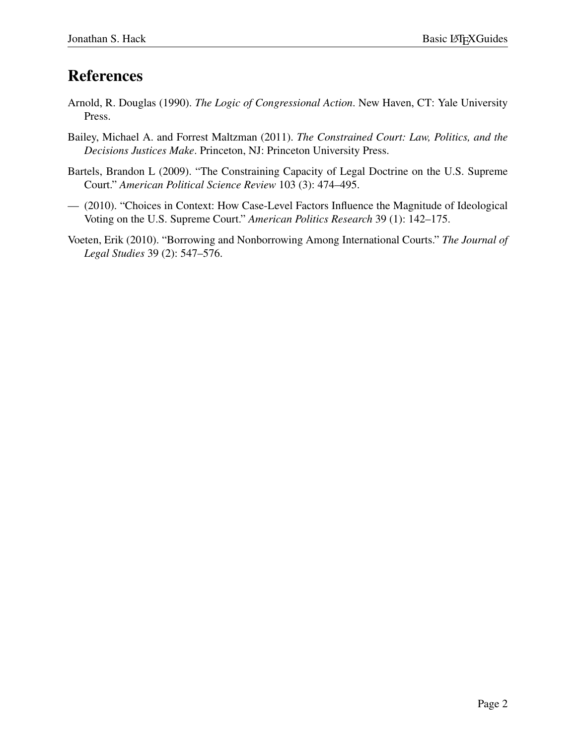# References

Arnold, R. Douglas (1990). *The Logic of Congressional Action*. New Haven, CT: Yale University Press.

Bailey, Michael A. and Forrest Maltzman (2011). *The Constrained Court: Law, Politics, and the Decisions Justices Make*. Princeton, NJ: Princeton University Press.

Bartels, Brandon L (2009). "The Constraining Capacity of Legal Doctrine on the U.S. Supreme Court." *American Political Science Review* 103 (3): 474–495.

— (2010). "Choices in Context: How Case-Level Factors Influence the Magnitude of Ideological Voting on the U.S. Supreme Court." *American Politics Research* 39 (1): 142–175.

Voeten, Erik (2010). "Borrowing and Nonborrowing Among International Courts." *The Journal of Legal Studies* 39 (2): 547–576.